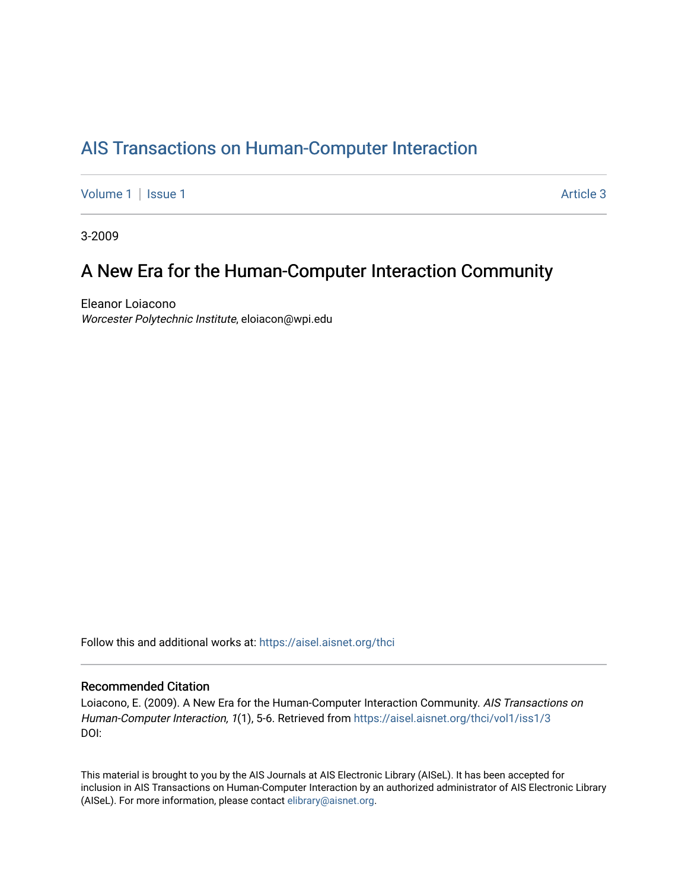# AIS Transactions on Human-Computer Interaction

Volume 1 | Issue 1 Article 3

3-2009

## A New Era for the Human-Computer Interaction Community

Eleanor Loiacono
*Worcester Polytechnic Institute*, eloiacon@wpi.edu

Follow this and additional works at: https://aisel.aisnet.org/thci

### Recommended Citation

Loiacono, E. (2009). A New Era for the Human-Computer Interaction Community. *AIS Transactions on Human-Computer Interaction, 1*(1), 5-6. Retrieved from https://aisel.aisnet.org/thci/vol1/iss1/3
DOI:

This material is brought to you by the AIS Journals at AIS Electronic Library (AISeL). It has been accepted for inclusion in AIS Transactions on Human-Computer Interaction by an authorized administrator of AIS Electronic Library (AISeL). For more information, please contact elibrary@aisnet.org.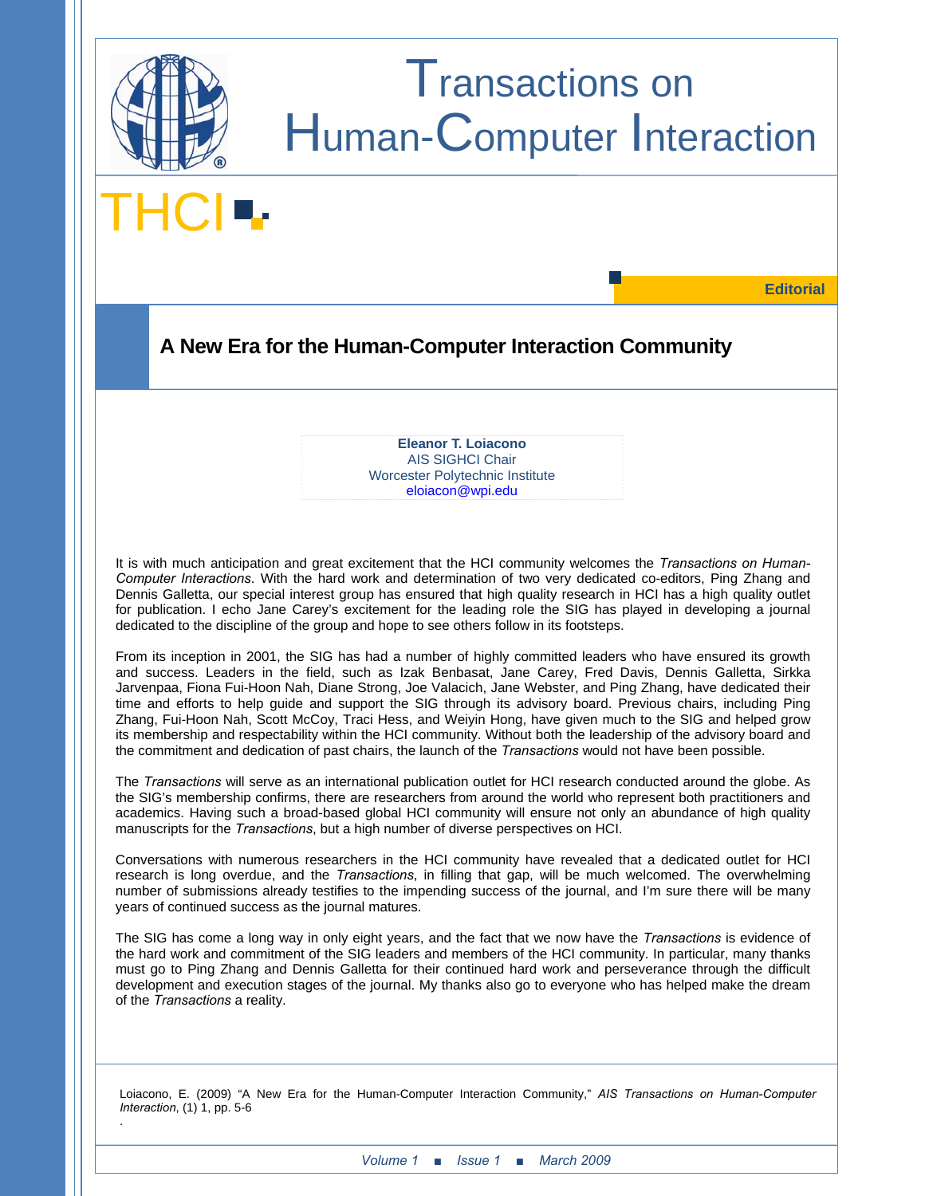# Transactions on Human-Computer Interaction

THCI

**Editorial**

## A New Era for the Human-Computer Interaction Community

**Eleanor T. Loiacono**
AIS SIGHCI Chair
Worcester Polytechnic Institute
eloiacon@wpi.edu

It is with much anticipation and great excitement that the HCI community welcomes the *Transactions on Human-Computer Interactions*. With the hard work and determination of two very dedicated co-editors, Ping Zhang and Dennis Galletta, our special interest group has ensured that high quality research in HCI has a high quality outlet for publication. I echo Jane Carey's excitement for the leading role the SIG has played in developing a journal dedicated to the discipline of the group and hope to see others follow in its footsteps.

From its inception in 2001, the SIG has had a number of highly committed leaders who have ensured its growth and success. Leaders in the field, such as Izak Benbasat, Jane Carey, Fred Davis, Dennis Galletta, Sirkka Jarvenpaa, Fiona Fui-Hoon Nah, Diane Strong, Joe Valacich, Jane Webster, and Ping Zhang, have dedicated their time and efforts to help guide and support the SIG through its advisory board. Previous chairs, including Ping Zhang, Fui-Hoon Nah, Scott McCoy, Traci Hess, and Weiyin Hong, have given much to the SIG and helped grow its membership and respectability within the HCI community. Without both the leadership of the advisory board and the commitment and dedication of past chairs, the launch of the *Transactions* would not have been possible.

The *Transactions* will serve as an international publication outlet for HCI research conducted around the globe. As the SIG's membership confirms, there are researchers from around the world who represent both practitioners and academics. Having such a broad-based global HCI community will ensure not only an abundance of high quality manuscripts for the *Transactions*, but a high number of diverse perspectives on HCI.

Conversations with numerous researchers in the HCI community have revealed that a dedicated outlet for HCI research is long overdue, and the *Transactions*, in filling that gap, will be much welcomed. The overwhelming number of submissions already testifies to the impending success of the journal, and I'm sure there will be many years of continued success as the journal matures.

The SIG has come a long way in only eight years, and the fact that we now have the *Transactions* is evidence of the hard work and commitment of the SIG leaders and members of the HCI community. In particular, many thanks must go to Ping Zhang and Dennis Galletta for their continued hard work and perseverance through the difficult development and execution stages of the journal. My thanks also go to everyone who has helped make the dream of the *Transactions* a reality.

Loiacono, E. (2009) "A New Era for the Human-Computer Interaction Community," *AIS Transactions on Human-Computer Interaction*, (1) 1, pp. 5-6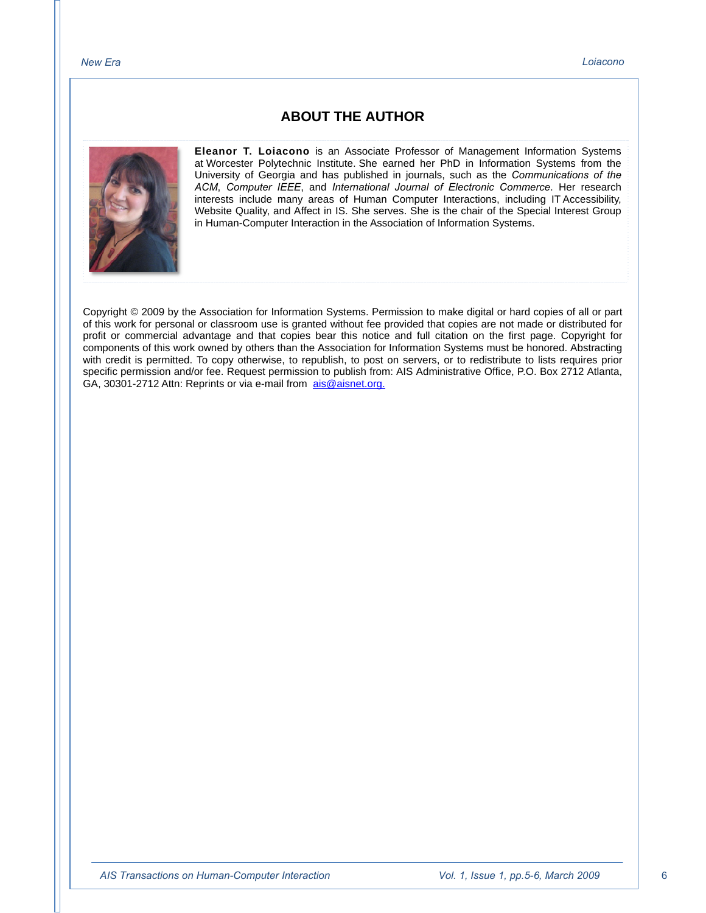## ABOUT THE AUTHOR

**Eleanor T. Loiacono** is an Associate Professor of Management Information Systems at Worcester Polytechnic Institute. She earned her PhD in Information Systems from the University of Georgia and has published in journals, such as the *Communications of the ACM*, *Computer IEEE*, and *International Journal of Electronic Commerce*. Her research interests include many areas of Human Computer Interactions, including IT Accessibility, Website Quality, and Affect in IS. She serves. She is the chair of the Special Interest Group in Human-Computer Interaction in the Association of Information Systems.

Copyright © 2009 by the Association for Information Systems. Permission to make digital or hard copies of all or part of this work for personal or classroom use is granted without fee provided that copies are not made or distributed for profit or commercial advantage and that copies bear this notice and full citation on the first page. Copyright for components of this work owned by others than the Association for Information Systems must be honored. Abstracting with credit is permitted. To copy otherwise, to republish, to post on servers, or to redistribute to lists requires prior specific permission and/or fee. Request permission to publish from: AIS Administrative Office, P.O. Box 2712 Atlanta, GA, 30301-2712 Attn: Reprints or via e-mail from ais@aisnet.org.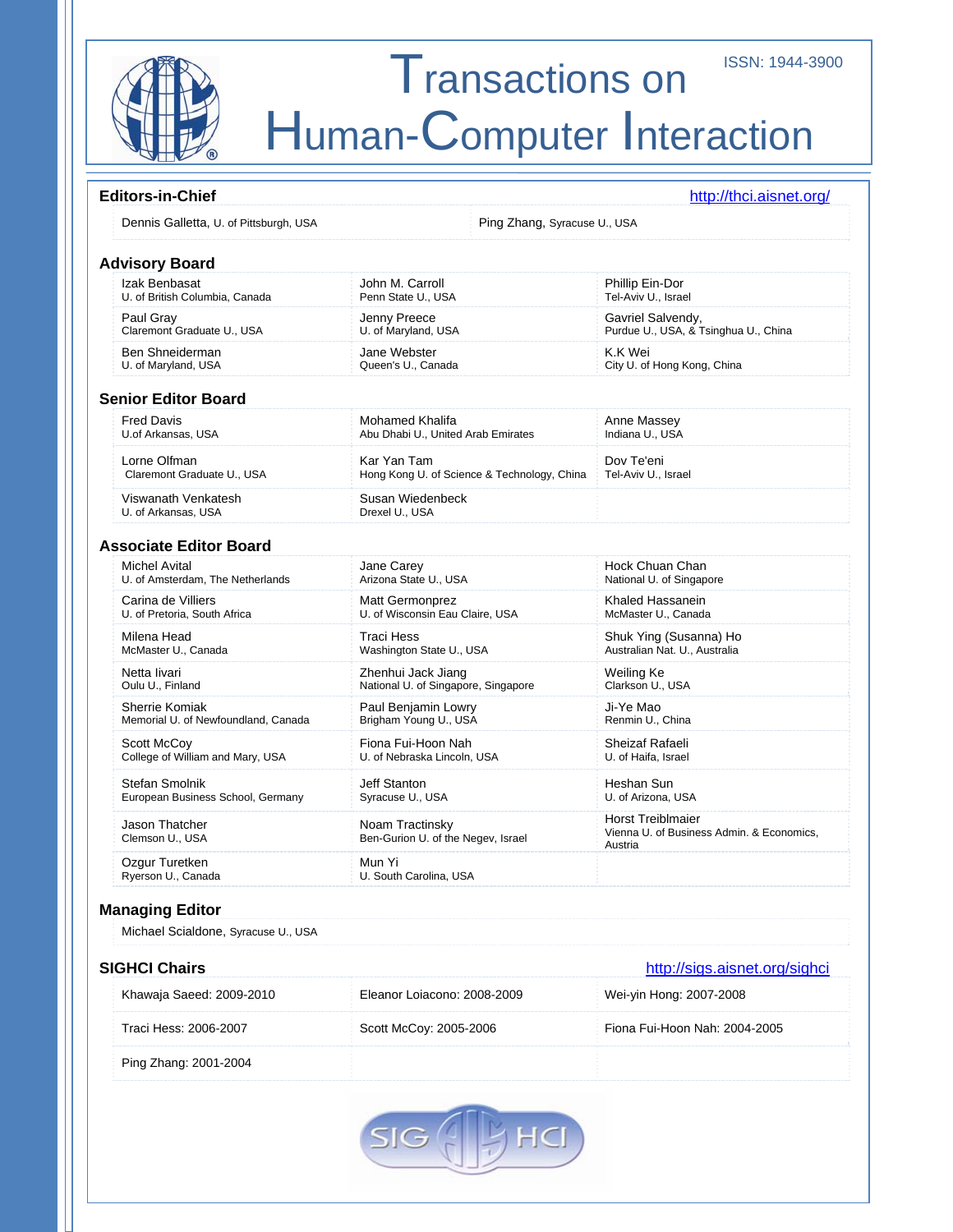# Transactions on Human-Computer Interaction

ISSN: 1944-3900

## Editors-in-Chief

http://thci.aisnet.org/

| | |
|---|---|
| Dennis Galletta, U. of Pittsburgh, USA | Ping Zhang, Syracuse U., USA |

## Advisory Board

| | | |
|---|---|---|
| Izak Benbasat<br>U. of British Columbia, Canada | John M. Carroll<br>Penn State U., USA | Phillip Ein-Dor<br>Tel-Aviv U., Israel |
| Paul Gray<br>Claremont Graduate U., USA | Jenny Preece<br>U. of Maryland, USA | Gavriel Salvendy,<br>Purdue U., USA, & Tsinghua U., China |
| Ben Shneiderman<br>U. of Maryland, USA | Jane Webster<br>Queen's U., Canada | K.K Wei<br>City U. of Hong Kong, China |

## Senior Editor Board

| | | |
|---|---|---|
| Fred Davis<br>U.of Arkansas, USA | Mohamed Khalifa<br>Abu Dhabi U., United Arab Emirates | Anne Massey<br>Indiana U., USA |
| Lorne Olfman<br>Claremont Graduate U., USA | Kar Yan Tam<br>Hong Kong U. of Science & Technology, China | Dov Te'eni<br>Tel-Aviv U., Israel |
| Viswanath Venkatesh<br>U. of Arkansas, USA | Susan Wiedenbeck<br>Drexel U., USA | |

## Associate Editor Board

| | | |
|---|---|---|
| Michel Avital<br>U. of Amsterdam, The Netherlands | Jane Carey<br>Arizona State U., USA | Hock Chuan Chan<br>National U. of Singapore |
| Carina de Villiers<br>U. of Pretoria, South Africa | Matt Germonprez<br>U. of Wisconsin Eau Claire, USA | Khaled Hassanein<br>McMaster U., Canada |
| Milena Head<br>McMaster U., Canada | Traci Hess<br>Washington State U., USA | Shuk Ying (Susanna) Ho<br>Australian Nat. U., Australia |
| Netta Iivari<br>Oulu U., Finland | Zhenhui Jack Jiang<br>National U. of Singapore, Singapore | Weiling Ke<br>Clarkson U., USA |
| Sherrie Komiak<br>Memorial U. of Newfoundland, Canada | Paul Benjamin Lowry<br>Brigham Young U., USA | Ji-Ye Mao<br>Renmin U., China |
| Scott McCoy<br>College of William and Mary, USA | Fiona Fui-Hoon Nah<br>U. of Nebraska Lincoln, USA | Sheizaf Rafaeli<br>U. of Haifa, Israel |
| Stefan Smolnik<br>European Business School, Germany | Jeff Stanton<br>Syracuse U., USA | Heshan Sun<br>U. of Arizona, USA |
| Jason Thatcher<br>Clemson U., USA | Noam Tractinsky<br>Ben-Gurion U. of the Negev, Israel | Horst Treiblmaier<br>Vienna U. of Business Admin. & Economics, Austria |
| Ozgur Turetken<br>Ryerson U., Canada | Mun Yi<br>U. South Carolina, USA | |

## Managing Editor

Michael Scialdone, Syracuse U., USA

## SIGHCI Chairs

http://sigs.aisnet.org/sighci

| | | |
|---|---|---|
| Khawaja Saeed: 2009-2010 | Eleanor Loiacono: 2008-2009 | Wei-yin Hong: 2007-2008 |
| Traci Hess: 2006-2007 | Scott McCoy: 2005-2006 | Fiona Fui-Hoon Nah: 2004-2005 |
| Ping Zhang: 2001-2004 | | |